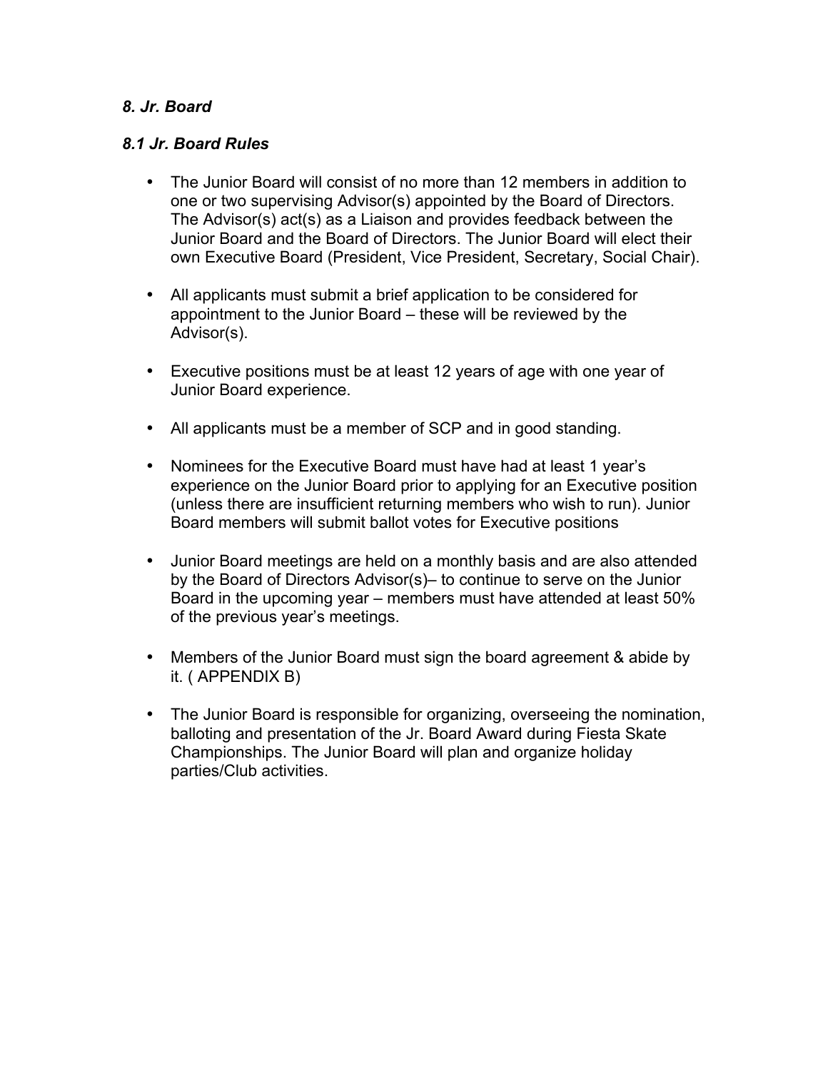### *8. Jr. Board*

### *8.1 Jr. Board Rules*

- The Junior Board will consist of no more than 12 members in addition to one or two supervising Advisor(s) appointed by the Board of Directors. The Advisor(s) act(s) as a Liaison and provides feedback between the Junior Board and the Board of Directors. The Junior Board will elect their own Executive Board (President, Vice President, Secretary, Social Chair).

- All applicants must submit a brief application to be considered for appointment to the Junior Board – these will be reviewed by the Advisor(s).

- Executive positions must be at least 12 years of age with one year of Junior Board experience.

- All applicants must be a member of SCP and in good standing.

- Nominees for the Executive Board must have had at least 1 year's experience on the Junior Board prior to applying for an Executive position (unless there are insufficient returning members who wish to run). Junior Board members will submit ballot votes for Executive positions

- Junior Board meetings are held on a monthly basis and are also attended by the Board of Directors Advisor(s)– to continue to serve on the Junior Board in the upcoming year – members must have attended at least 50% of the previous year's meetings.

- Members of the Junior Board must sign the board agreement & abide by it. ( APPENDIX B)

- The Junior Board is responsible for organizing, overseeing the nomination, balloting and presentation of the Jr. Board Award during Fiesta Skate Championships. The Junior Board will plan and organize holiday parties/Club activities.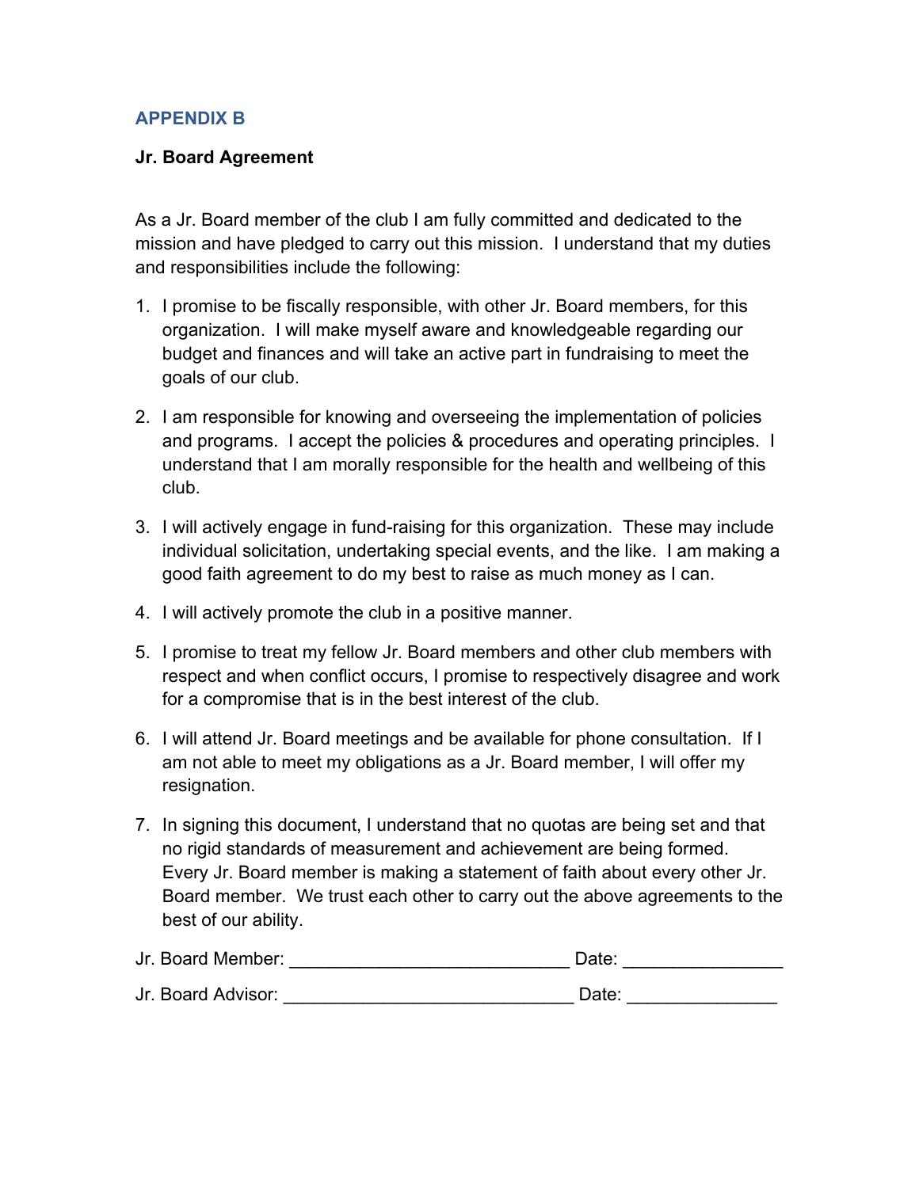## APPENDIX B

**Jr. Board Agreement**

As a Jr. Board member of the club I am fully committed and dedicated to the mission and have pledged to carry out this mission. I understand that my duties and responsibilities include the following:

1. I promise to be fiscally responsible, with other Jr. Board members, for this organization. I will make myself aware and knowledgeable regarding our budget and finances and will take an active part in fundraising to meet the goals of our club.

2. I am responsible for knowing and overseeing the implementation of policies and programs. I accept the policies & procedures and operating principles. I understand that I am morally responsible for the health and wellbeing of this club.

3. I will actively engage in fund-raising for this organization. These may include individual solicitation, undertaking special events, and the like. I am making a good faith agreement to do my best to raise as much money as I can.

4. I will actively promote the club in a positive manner.

5. I promise to treat my fellow Jr. Board members and other club members with respect and when conflict occurs, I promise to respectively disagree and work for a compromise that is in the best interest of the club.

6. I will attend Jr. Board meetings and be available for phone consultation. If I am not able to meet my obligations as a Jr. Board member, I will offer my resignation.

7. In signing this document, I understand that no quotas are being set and that no rigid standards of measurement and achievement are being formed. Every Jr. Board member is making a statement of faith about every other Jr. Board member. We trust each other to carry out the above agreements to the best of our ability.

Jr. Board Member: ____________________________ Date: ________________

Jr. Board Advisor: _____________________________ Date: _______________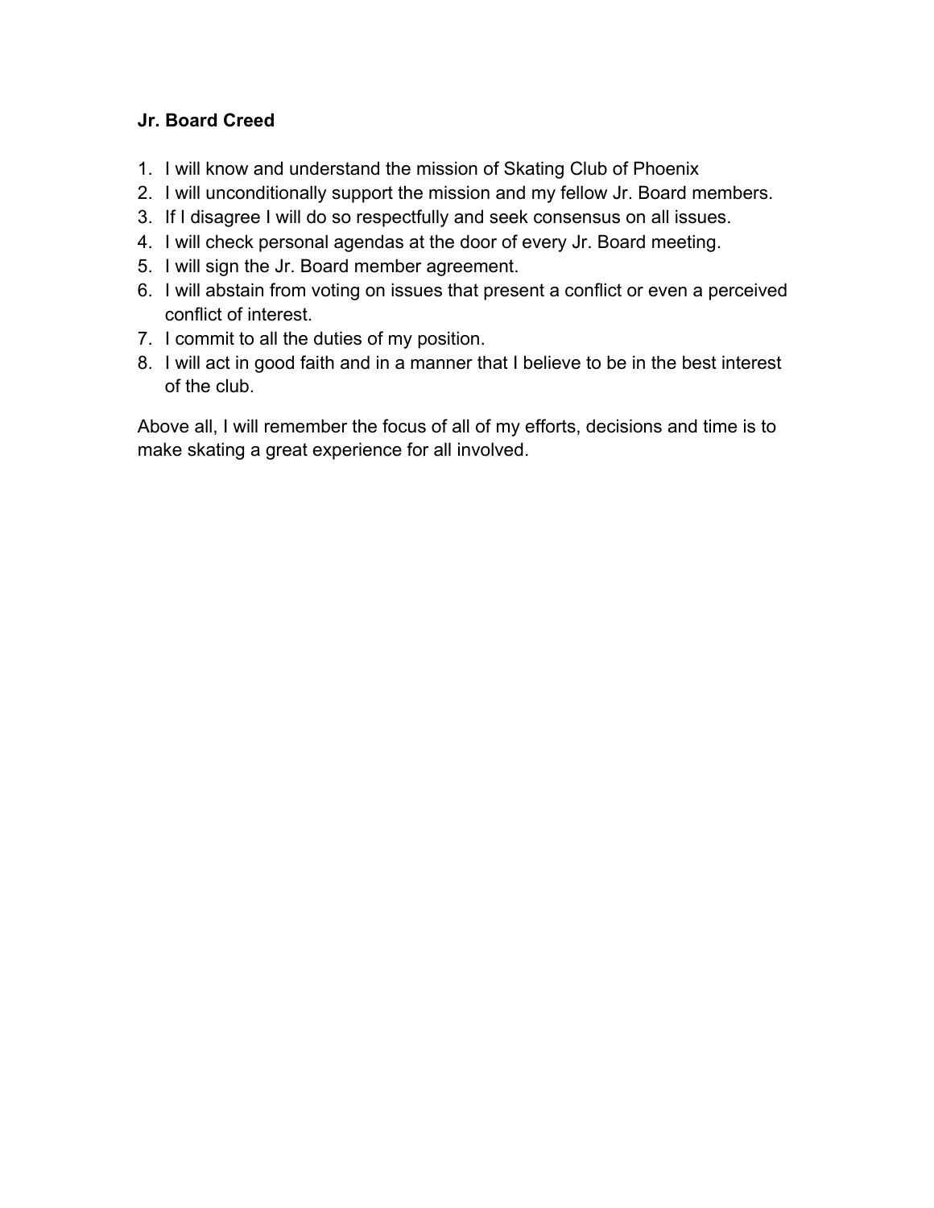**Jr. Board Creed**

1. I will know and understand the mission of Skating Club of Phoenix
2. I will unconditionally support the mission and my fellow Jr. Board members.
3. If I disagree I will do so respectfully and seek consensus on all issues.
4. I will check personal agendas at the door of every Jr. Board meeting.
5. I will sign the Jr. Board member agreement.
6. I will abstain from voting on issues that present a conflict or even a perceived conflict of interest.
7. I commit to all the duties of my position.
8. I will act in good faith and in a manner that I believe to be in the best interest of the club.

Above all, I will remember the focus of all of my efforts, decisions and time is to make skating a great experience for all involved.